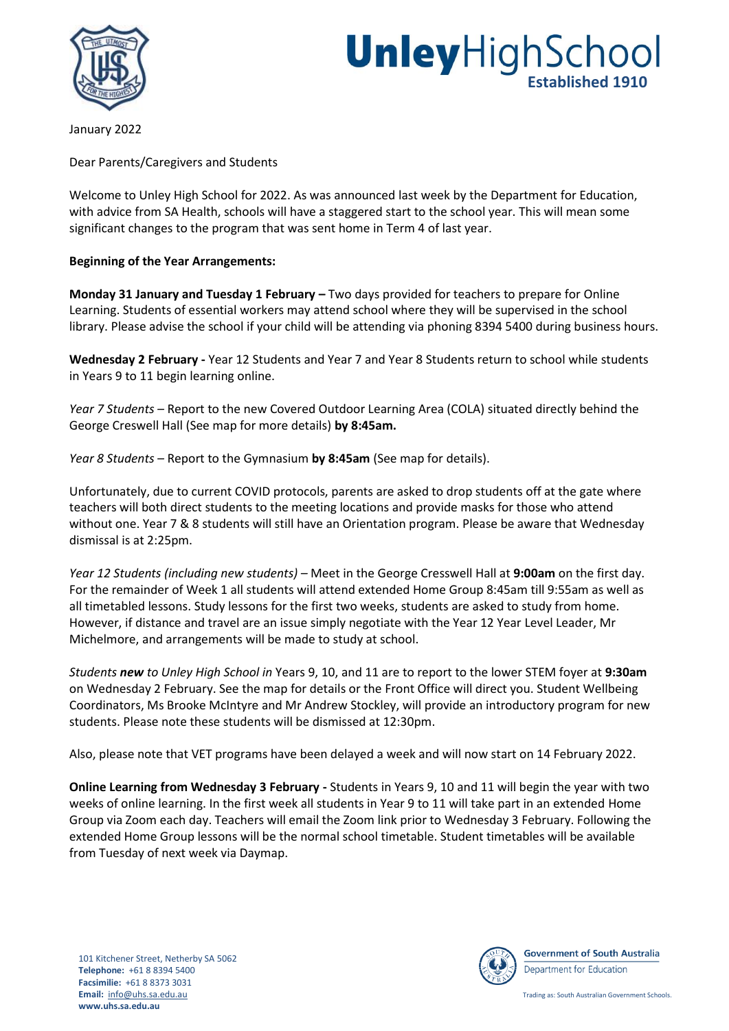# UnleyHighSchool
**Established 1910**

January 2022

Dear Parents/Caregivers and Students

Welcome to Unley High School for 2022. As was announced last week by the Department for Education, with advice from SA Health, schools will have a staggered start to the school year. This will mean some significant changes to the program that was sent home in Term 4 of last year.

**Beginning of the Year Arrangements:**

**Monday 31 January and Tuesday 1 February –** Two days provided for teachers to prepare for Online Learning. Students of essential workers may attend school where they will be supervised in the school library. Please advise the school if your child will be attending via phoning 8394 5400 during business hours.

**Wednesday 2 February -** Year 12 Students and Year 7 and Year 8 Students return to school while students in Years 9 to 11 begin learning online.

*Year 7 Students* – Report to the new Covered Outdoor Learning Area (COLA) situated directly behind the George Creswell Hall (See map for more details) **by 8:45am.**

*Year 8 Students* – Report to the Gymnasium **by 8:45am** (See map for details).

Unfortunately, due to current COVID protocols, parents are asked to drop students off at the gate where teachers will both direct students to the meeting locations and provide masks for those who attend without one. Year 7 & 8 students will still have an Orientation program. Please be aware that Wednesday dismissal is at 2:25pm.

*Year 12 Students (including new students)* – Meet in the George Cresswell Hall at **9:00am** on the first day. For the remainder of Week 1 all students will attend extended Home Group 8:45am till 9:55am as well as all timetabled lessons. Study lessons for the first two weeks, students are asked to study from home. However, if distance and travel are an issue simply negotiate with the Year 12 Year Level Leader, Mr Michelmore, and arrangements will be made to study at school.

*Students* ***new*** *to Unley High School in* Years 9, 10, and 11 are to report to the lower STEM foyer at **9:30am** on Wednesday 2 February. See the map for details or the Front Office will direct you. Student Wellbeing Coordinators, Ms Brooke McIntyre and Mr Andrew Stockley, will provide an introductory program for new students. Please note these students will be dismissed at 12:30pm.

Also, please note that VET programs have been delayed a week and will now start on 14 February 2022.

**Online Learning from Wednesday 3 February -** Students in Years 9, 10 and 11 will begin the year with two weeks of online learning. In the first week all students in Year 9 to 11 will take part in an extended Home Group via Zoom each day. Teachers will email the Zoom link prior to Wednesday 3 February. Following the extended Home Group lessons will be the normal school timetable. Student timetables will be available from Tuesday of next week via Daymap.

101 Kitchener Street, Netherby SA 5062
**Telephone:** +61 8 8394 5400
**Facsimilie:** +61 8 8373 3031
**Email:** info@uhs.sa.edu.au
**www.uhs.sa.edu.au**

**Government of South Australia**
Department for Education
Trading as: South Australian Government Schools.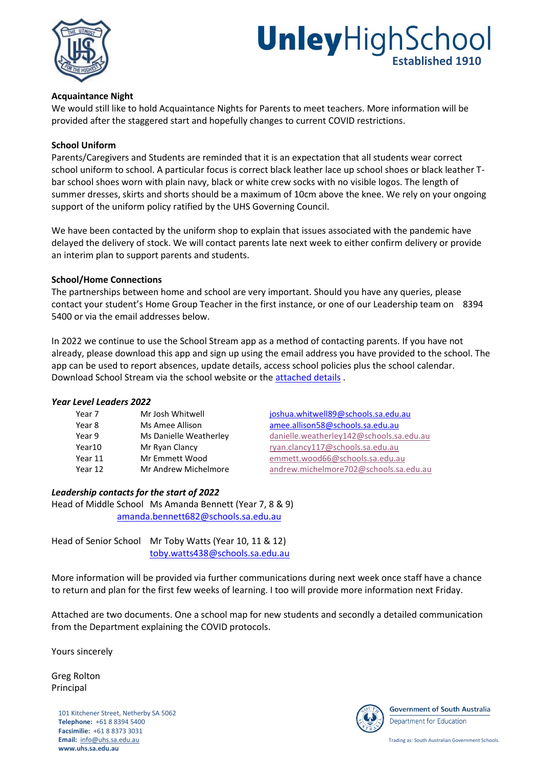**Acquaintance Night**

We would still like to hold Acquaintance Nights for Parents to meet teachers. More information will be provided after the staggered start and hopefully changes to current COVID restrictions.

**School Uniform**

Parents/Caregivers and Students are reminded that it is an expectation that all students wear correct school uniform to school. A particular focus is correct black leather lace up school shoes or black leather T-bar school shoes worn with plain navy, black or white crew socks with no visible logos. The length of summer dresses, skirts and shorts should be a maximum of 10cm above the knee. We rely on your ongoing support of the uniform policy ratified by the UHS Governing Council.

We have been contacted by the uniform shop to explain that issues associated with the pandemic have delayed the delivery of stock. We will contact parents late next week to either confirm delivery or provide an interim plan to support parents and students.

**School/Home Connections**

The partnerships between home and school are very important. Should you have any queries, please contact your student's Home Group Teacher in the first instance, or one of our Leadership team on 8394 5400 or via the email addresses below.

In 2022 we continue to use the School Stream app as a method of contacting parents. If you have not already, please download this app and sign up using the email address you have provided to the school. The app can be used to report absences, update details, access school policies plus the school calendar. Download School Stream via the school website or the attached details .

***Year Level Leaders 2022***

| | | |
|---|---|---|
| Year 7 | Mr Josh Whitwell | joshua.whitwell89@schools.sa.edu.au |
| Year 8 | Ms Amee Allison | amee.allison58@schools.sa.edu.au |
| Year 9 | Ms Danielle Weatherley | danielle.weatherley142@schools.sa.edu.au |
| Year10 | Mr Ryan Clancy | ryan.clancy117@schools.sa.edu.au |
| Year 11 | Mr Emmett Wood | emmett.wood66@schools.sa.edu.au |
| Year 12 | Mr Andrew Michelmore | andrew.michelmore702@schools.sa.edu.au |

***Leadership contacts for the start of 2022***

Head of Middle School Ms Amanda Bennett (Year 7, 8 & 9)
amanda.bennett682@schools.sa.edu.au

Head of Senior School Mr Toby Watts (Year 10, 11 & 12)
toby.watts438@schools.sa.edu.au

More information will be provided via further communications during next week once staff have a chance to return and plan for the first few weeks of learning. I too will provide more information next Friday.

Attached are two documents. One a school map for new students and secondly a detailed communication from the Department explaining the COVID protocols.

Yours sincerely

Greg Rolton
Principal

101 Kitchener Street, Netherby SA 5062
**Telephone:** +61 8 8394 5400
**Facsimilie:** +61 8 8373 3031
**Email:** info@uhs.sa.edu.au
**www.uhs.sa.edu.au**

Government of South Australia
Department for Education

Trading as: South Australian Government Schools.